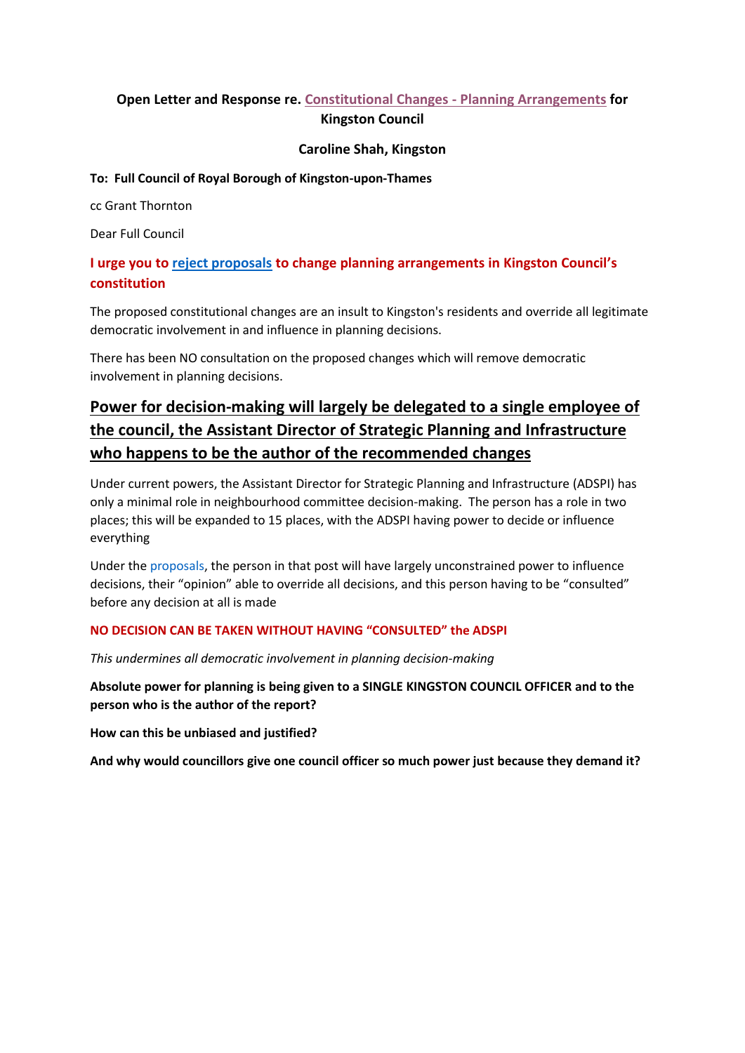**Open Letter and Response re. Constitutional Changes - Planning Arrangements for Kingston Council**

**Caroline Shah, Kingston**

**To: Full Council of Royal Borough of Kingston-upon-Thames**

cc Grant Thornton

Dear Full Council

### I urge you to reject proposals to change planning arrangements in Kingston Council's constitution

The proposed constitutional changes are an insult to Kingston's residents and override all legitimate democratic involvement in and influence in planning decisions.

There has been NO consultation on the proposed changes which will remove democratic involvement in planning decisions.

## Power for decision-making will largely be delegated to a single employee of the council, the Assistant Director of Strategic Planning and Infrastructure who happens to be the author of the recommended changes

Under current powers, the Assistant Director for Strategic Planning and Infrastructure (ADSPI) has only a minimal role in neighbourhood committee decision-making. The person has a role in two places; this will be expanded to 15 places, with the ADSPI having power to decide or influence everything

Under the proposals, the person in that post will have largely unconstrained power to influence decisions, their "opinion" able to override all decisions, and this person having to be "consulted" before any decision at all is made

**NO DECISION CAN BE TAKEN WITHOUT HAVING "CONSULTED" the ADSPI**

*This undermines all democratic involvement in planning decision-making*

**Absolute power for planning is being given to a SINGLE KINGSTON COUNCIL OFFICER and to the person who is the author of the report?**

**How can this be unbiased and justified?**

**And why would councillors give one council officer so much power just because they demand it?**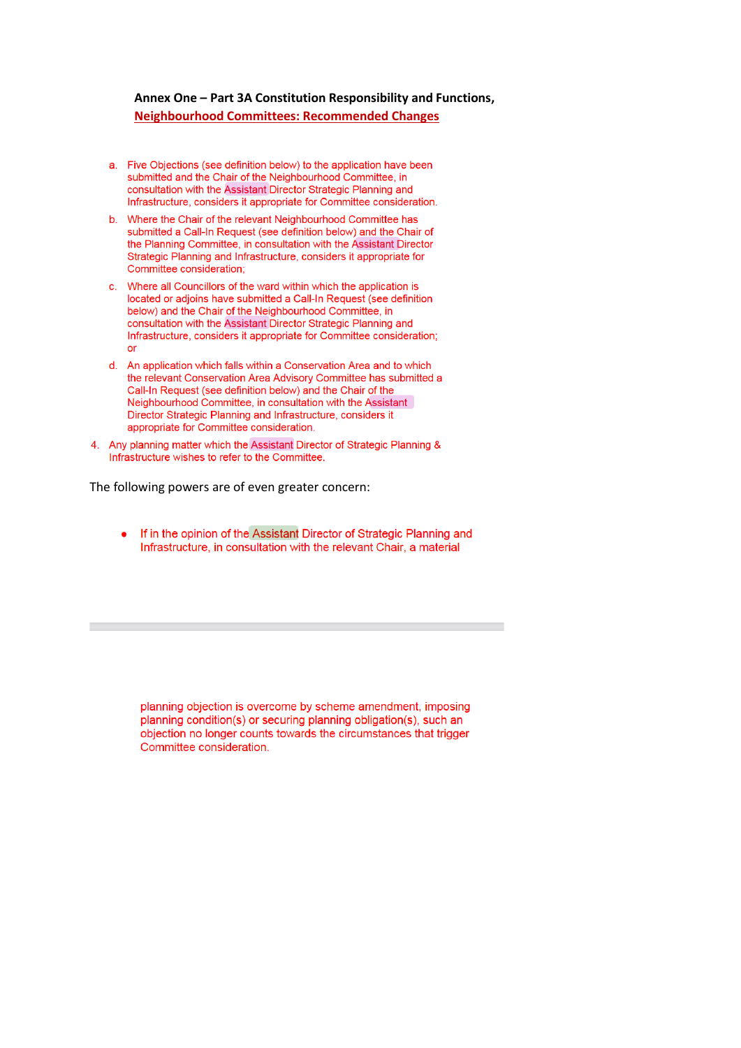**Annex One – Part 3A Constitution Responsibility and Functions,**
**Neighbourhood Committees: Recommended Changes**

a. Five Objections (see definition below) to the application have been submitted and the Chair of the Neighbourhood Committee, in consultation with the Assistant Director Strategic Planning and Infrastructure, considers it appropriate for Committee consideration.

b. Where the Chair of the relevant Neighbourhood Committee has submitted a Call-In Request (see definition below) and the Chair of the Planning Committee, in consultation with the Assistant Director Strategic Planning and Infrastructure, considers it appropriate for Committee consideration;

c. Where all Councillors of the ward within which the application is located or adjoins have submitted a Call-In Request (see definition below) and the Chair of the Neighbourhood Committee, in consultation with the Assistant Director Strategic Planning and Infrastructure, considers it appropriate for Committee consideration; or

d. An application which falls within a Conservation Area and to which the relevant Conservation Area Advisory Committee has submitted a Call-In Request (see definition below) and the Chair of the Neighbourhood Committee, in consultation with the Assistant Director Strategic Planning and Infrastructure, considers it appropriate for Committee consideration.

4. Any planning matter which the Assistant Director of Strategic Planning & Infrastructure wishes to refer to the Committee.

The following powers are of even greater concern:

- If in the opinion of the Assistant Director of Strategic Planning and Infrastructure, in consultation with the relevant Chair, a material planning objection is overcome by scheme amendment, imposing planning condition(s) or securing planning obligation(s), such an objection no longer counts towards the circumstances that trigger Committee consideration.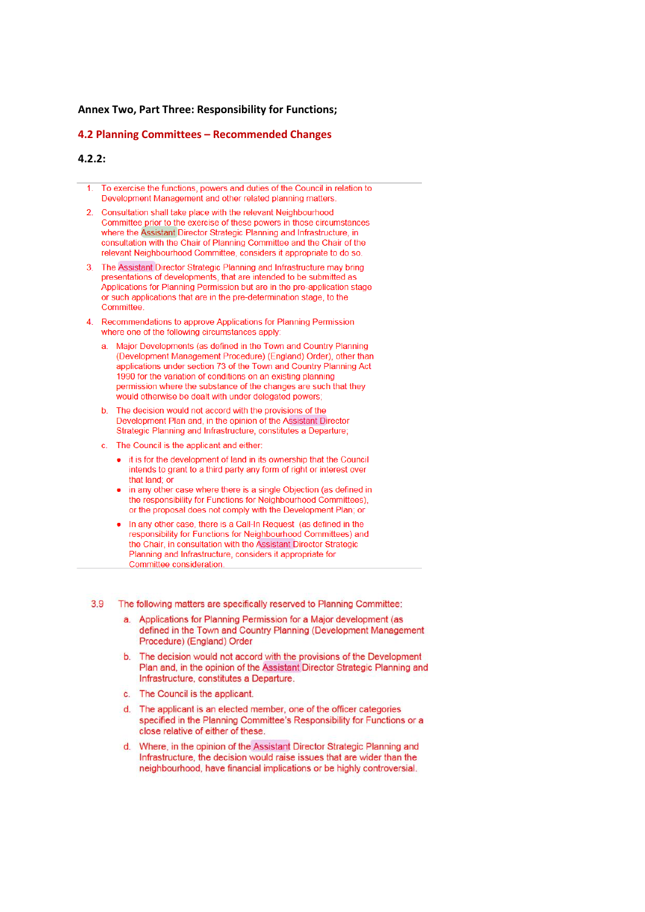**Annex Two, Part Three: Responsibility for Functions;**

## 4.2 Planning Committees – Recommended Changes

### 4.2.2:

1. To exercise the functions, powers and duties of the Council in relation to Development Management and other related planning matters.
2. Consultation shall take place with the relevant Neighbourhood Committee prior to the exercise of these powers in those circumstances where the Assistant Director Strategic Planning and Infrastructure, in consultation with the Chair of Planning Committee and the Chair of the relevant Neighbourhood Committee, considers it appropriate to do so.
3. The Assistant Director Strategic Planning and Infrastructure may bring presentations of developments, that are intended to be submitted as Applications for Planning Permission but are in the pre-application stage or such applications that are in the pre-determination stage, to the Committee.
4. Recommendations to approve Applications for Planning Permission where one of the following circumstances apply:
   a. Major Developments (as defined in the Town and Country Planning (Development Management Procedure) (England) Order), other than applications under section 73 of the Town and Country Planning Act 1990 for the variation of conditions on an existing planning permission where the substance of the changes are such that they would otherwise be dealt with under delegated powers;
   b. The decision would not accord with the provisions of the Development Plan and, in the opinion of the Assistant Director Strategic Planning and Infrastructure, constitutes a Departure;
   c. The Council is the applicant and either:
      - it is for the development of land in its ownership that the Council intends to grant to a third party any form of right or interest over that land; or
      - in any other case where there is a single Objection (as defined in the responsibility for Functions for Neighbourhood Committees), or the proposal does not comply with the Development Plan; or
      - In any other case, there is a Call-In Request (as defined in the responsibility for Functions for Neighbourhood Committees) and the Chair, in consultation with the Assistant Director Strategic Planning and Infrastructure, considers it appropriate for Committee consideration.

3.9 The following matters are specifically reserved to Planning Committee:

a. Applications for Planning Permission for a Major development (as defined in the Town and Country Planning (Development Management Procedure) (England) Order

b. The decision would not accord with the provisions of the Development Plan and, in the opinion of the Assistant Director Strategic Planning and Infrastructure, constitutes a Departure.

c. The Council is the applicant.

d. The applicant is an elected member, one of the officer categories specified in the Planning Committee's Responsibility for Functions or a close relative of either of these.

d. Where, in the opinion of the Assistant Director Strategic Planning and Infrastructure, the decision would raise issues that are wider than the neighbourhood, have financial implications or be highly controversial.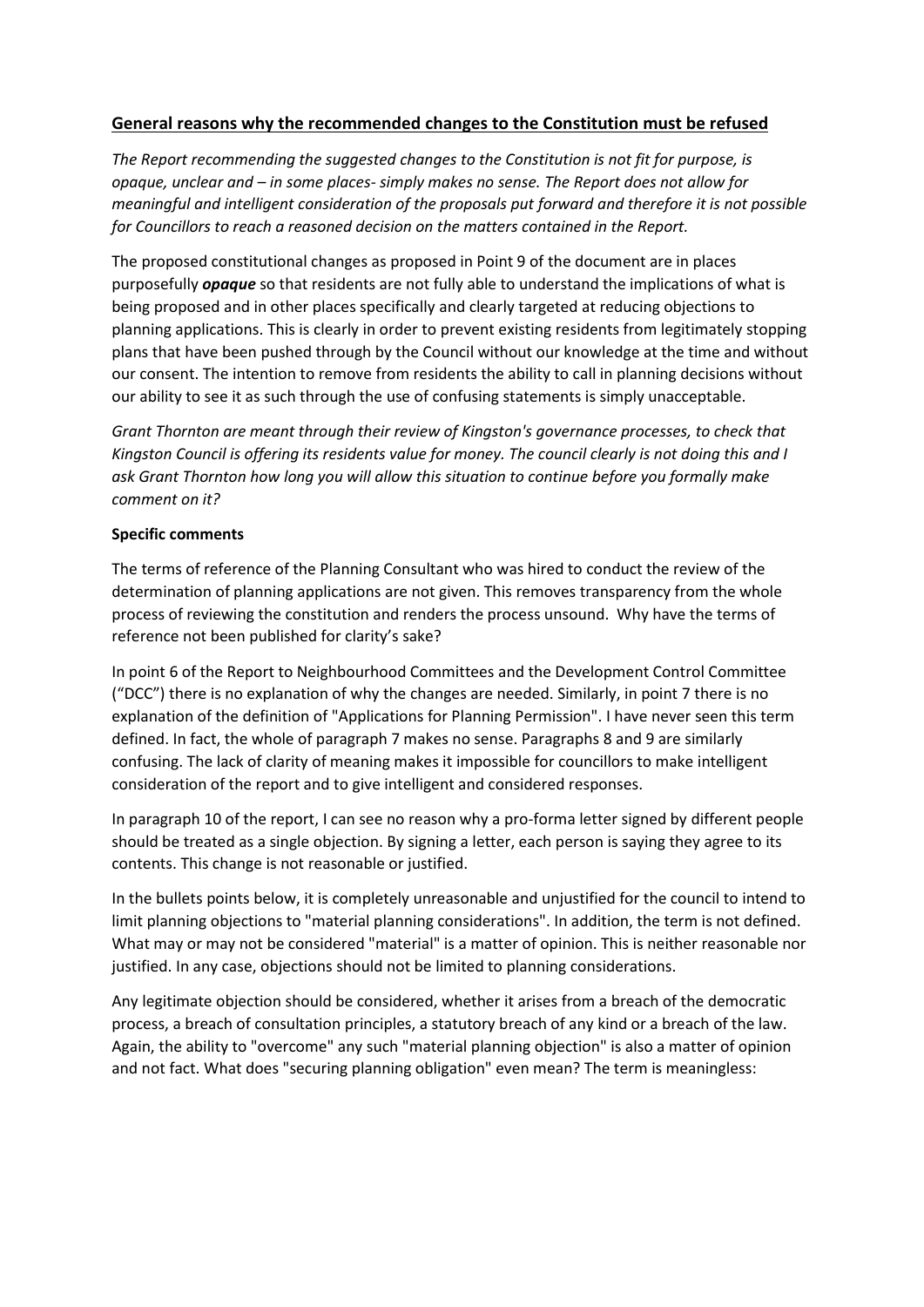## General reasons why the recommended changes to the Constitution must be refused

*The Report recommending the suggested changes to the Constitution is not fit for purpose, is opaque, unclear and – in some places- simply makes no sense. The Report does not allow for meaningful and intelligent consideration of the proposals put forward and therefore it is not possible for Councillors to reach a reasoned decision on the matters contained in the Report.*

The proposed constitutional changes as proposed in Point 9 of the document are in places purposefully ***opaque*** so that residents are not fully able to understand the implications of what is being proposed and in other places specifically and clearly targeted at reducing objections to planning applications. This is clearly in order to prevent existing residents from legitimately stopping plans that have been pushed through by the Council without our knowledge at the time and without our consent. The intention to remove from residents the ability to call in planning decisions without our ability to see it as such through the use of confusing statements is simply unacceptable.

*Grant Thornton are meant through their review of Kingston's governance processes, to check that Kingston Council is offering its residents value for money. The council clearly is not doing this and I ask Grant Thornton how long you will allow this situation to continue before you formally make comment on it?*

**Specific comments**

The terms of reference of the Planning Consultant who was hired to conduct the review of the determination of planning applications are not given. This removes transparency from the whole process of reviewing the constitution and renders the process unsound. Why have the terms of reference not been published for clarity's sake?

In point 6 of the Report to Neighbourhood Committees and the Development Control Committee ("DCC") there is no explanation of why the changes are needed. Similarly, in point 7 there is no explanation of the definition of "Applications for Planning Permission". I have never seen this term defined. In fact, the whole of paragraph 7 makes no sense. Paragraphs 8 and 9 are similarly confusing. The lack of clarity of meaning makes it impossible for councillors to make intelligent consideration of the report and to give intelligent and considered responses.

In paragraph 10 of the report, I can see no reason why a pro-forma letter signed by different people should be treated as a single objection. By signing a letter, each person is saying they agree to its contents. This change is not reasonable or justified.

In the bullets points below, it is completely unreasonable and unjustified for the council to intend to limit planning objections to "material planning considerations". In addition, the term is not defined. What may or may not be considered "material" is a matter of opinion. This is neither reasonable nor justified. In any case, objections should not be limited to planning considerations.

Any legitimate objection should be considered, whether it arises from a breach of the democratic process, a breach of consultation principles, a statutory breach of any kind or a breach of the law. Again, the ability to "overcome" any such "material planning objection" is also a matter of opinion and not fact. What does "securing planning obligation" even mean? The term is meaningless: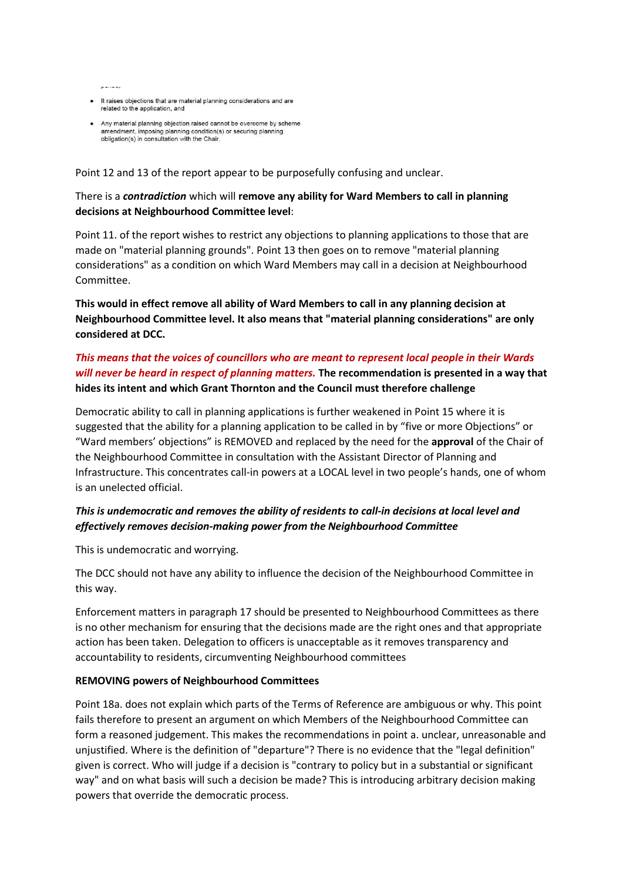- It raises objections that are material planning considerations and are related to the application, and
- Any material planning objection raised cannot be overcome by scheme amendment, imposing planning condition(s) or securing planning obligation(s) in consultation with the Chair.

Point 12 and 13 of the report appear to be purposefully confusing and unclear.

There is a ***contradiction*** which will **remove any ability for Ward Members to call in planning decisions at Neighbourhood Committee level**:

Point 11. of the report wishes to restrict any objections to planning applications to those that are made on "material planning grounds". Point 13 then goes on to remove "material planning considerations" as a condition on which Ward Members may call in a decision at Neighbourhood Committee.

**This would in effect remove all ability of Ward Members to call in any planning decision at Neighbourhood Committee level. It also means that "material planning considerations" are only considered at DCC.**

***This means that the voices of councillors who are meant to represent local people in their Wards will never be heard in respect of planning matters.*** **The recommendation is presented in a way that hides its intent and which Grant Thornton and the Council must therefore challenge**

Democratic ability to call in planning applications is further weakened in Point 15 where it is suggested that the ability for a planning application to be called in by "five or more Objections" or "Ward members' objections" is REMOVED and replaced by the need for the **approval** of the Chair of the Neighbourhood Committee in consultation with the Assistant Director of Planning and Infrastructure. This concentrates call-in powers at a LOCAL level in two people's hands, one of whom is an unelected official.

***This is undemocratic and removes the ability of residents to call-in decisions at local level and effectively removes decision-making power from the Neighbourhood Committee***

This is undemocratic and worrying.

The DCC should not have any ability to influence the decision of the Neighbourhood Committee in this way.

Enforcement matters in paragraph 17 should be presented to Neighbourhood Committees as there is no other mechanism for ensuring that the decisions made are the right ones and that appropriate action has been taken. Delegation to officers is unacceptable as it removes transparency and accountability to residents, circumventing Neighbourhood committees

**REMOVING powers of Neighbourhood Committees**

Point 18a. does not explain which parts of the Terms of Reference are ambiguous or why. This point fails therefore to present an argument on which Members of the Neighbourhood Committee can form a reasoned judgement. This makes the recommendations in point a. unclear, unreasonable and unjustified. Where is the definition of "departure"? There is no evidence that the "legal definition" given is correct. Who will judge if a decision is "contrary to policy but in a substantial or significant way" and on what basis will such a decision be made? This is introducing arbitrary decision making powers that override the democratic process.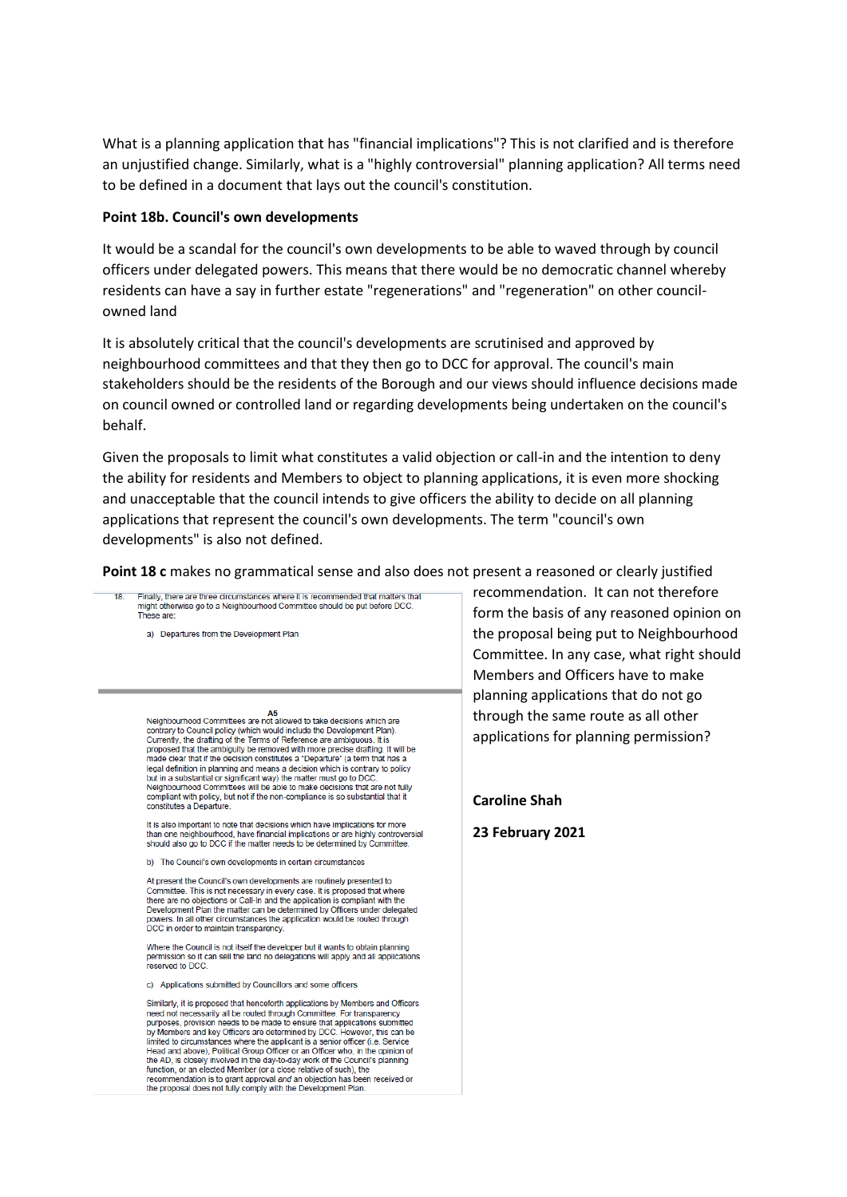What is a planning application that has "financial implications"? This is not clarified and is therefore an unjustified change. Similarly, what is a "highly controversial" planning application? All terms need to be defined in a document that lays out the council's constitution.

**Point 18b. Council's own developments**

It would be a scandal for the council's own developments to be able to waved through by council officers under delegated powers. This means that there would be no democratic channel whereby residents can have a say in further estate "regenerations" and "regeneration" on other council-owned land

It is absolutely critical that the council's developments are scrutinised and approved by neighbourhood committees and that they then go to DCC for approval. The council's main stakeholders should be the residents of the Borough and our views should influence decisions made on council owned or controlled land or regarding developments being undertaken on the council's behalf.

Given the proposals to limit what constitutes a valid objection or call-in and the intention to deny the ability for residents and Members to object to planning applications, it is even more shocking and unacceptable that the council intends to give officers the ability to decide on all planning applications that represent the council's own developments. The term "council's own developments" is also not defined.

**Point 18 c** makes no grammatical sense and also does not present a reasoned or clearly justified recommendation. It can not therefore form the basis of any reasoned opinion on the proposal being put to Neighbourhood Committee. In any case, what right should Members and Officers have to make planning applications that do not go through the same route as all other applications for planning permission?

> 18. Finally, there are three circumstances where it is recommended that matters that might otherwise go to a Neighbourhood Committee should be put before DCC. These are:
>
> a) Departures from the Development Plan
>
> A5
>
> Neighbourhood Committees are not allowed to take decisions which are contrary to Council policy (which would include the Development Plan). Currently, the drafting of the Terms of Reference are ambiguous. It is proposed that the ambiguity be removed with more precise drafting. It will be made clear that if the decision constitutes a "Departure" (a term that has a legal definition in planning and means a decision which is contrary to policy but in a substantial or significant way) the matter must go to DCC. Neighbourhood Committees will be able to make decisions that are not fully compliant with policy, but not if the non-compliance is so substantial that it constitutes a Departure.
>
> It is also important to note that decisions which have implications for more than one neighbourhood, have financial implications or are highly controversial should also go to DCC if the matter needs to be determined by Committee.
>
> b) The Council's own developments in certain circumstances
>
> At present the Council's own developments are routinely presented to Committee. This is not necessary in every case. It is proposed that where there are no objections or Call-In and the application is compliant with the Development Plan the matter can be determined by Officers under delegated powers. In all other circumstances the application would be routed through DCC in order to maintain transparency.
>
> Where the Council is not itself the developer but it wants to obtain planning permission so it can sell the land no delegations will apply and all applications reserved to DCC.
>
> c) Applications submitted by Councillors and some officers
>
> Similarly, it is proposed that henceforth applications by Members and Officers need not necessarily all be routed through Committee. For transparency purposes, provision needs to be made to ensure that applications submitted by Members and key Officers are determined by DCC. However, this can be limited to circumstances where the applicant is a senior officer (i.e. Service Head and above), Political Group Officer or an Officer who, in the opinion of the AD, is closely involved in the day-to-day work of the Council's planning function, or an elected Member (or a close relative of such), the recommendation is to grant approval *and* an objection has been received or the proposal does not fully comply with the Development Plan.

**Caroline Shah**

**23 February 2021**